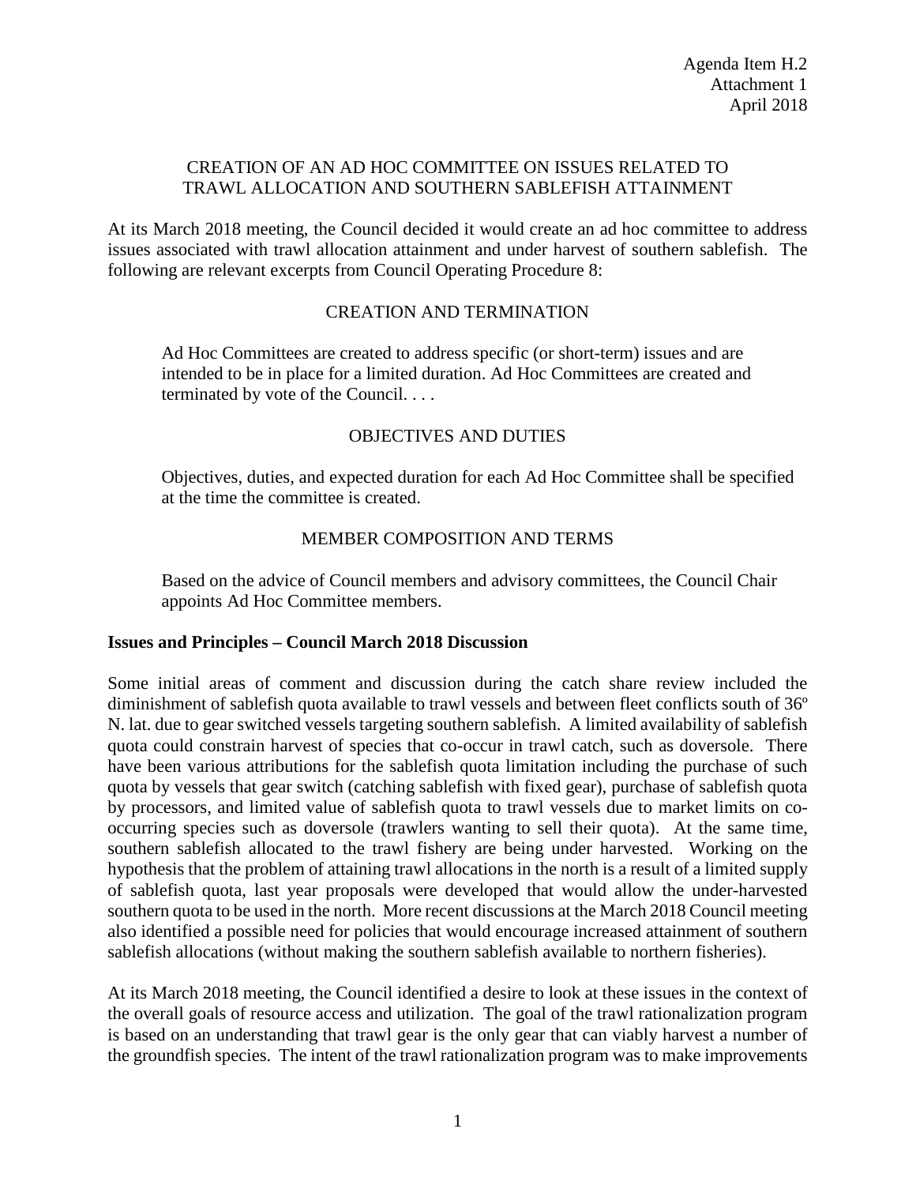Agenda Item H.2
Attachment 1
April 2018

## CREATION OF AN AD HOC COMMITTEE ON ISSUES RELATED TO TRAWL ALLOCATION AND SOUTHERN SABLEFISH ATTAINMENT

At its March 2018 meeting, the Council decided it would create an ad hoc committee to address issues associated with trawl allocation attainment and under harvest of southern sablefish. The following are relevant excerpts from Council Operating Procedure 8:

### CREATION AND TERMINATION

> Ad Hoc Committees are created to address specific (or short-term) issues and are intended to be in place for a limited duration. Ad Hoc Committees are created and terminated by vote of the Council. . . .

### OBJECTIVES AND DUTIES

> Objectives, duties, and expected duration for each Ad Hoc Committee shall be specified at the time the committee is created.

### MEMBER COMPOSITION AND TERMS

> Based on the advice of Council members and advisory committees, the Council Chair appoints Ad Hoc Committee members.

**Issues and Principles – Council March 2018 Discussion**

Some initial areas of comment and discussion during the catch share review included the diminishment of sablefish quota available to trawl vessels and between fleet conflicts south of 36º N. lat. due to gear switched vessels targeting southern sablefish. A limited availability of sablefish quota could constrain harvest of species that co-occur in trawl catch, such as doversole. There have been various attributions for the sablefish quota limitation including the purchase of such quota by vessels that gear switch (catching sablefish with fixed gear), purchase of sablefish quota by processors, and limited value of sablefish quota to trawl vessels due to market limits on co-occurring species such as doversole (trawlers wanting to sell their quota). At the same time, southern sablefish allocated to the trawl fishery are being under harvested. Working on the hypothesis that the problem of attaining trawl allocations in the north is a result of a limited supply of sablefish quota, last year proposals were developed that would allow the under-harvested southern quota to be used in the north. More recent discussions at the March 2018 Council meeting also identified a possible need for policies that would encourage increased attainment of southern sablefish allocations (without making the southern sablefish available to northern fisheries).

At its March 2018 meeting, the Council identified a desire to look at these issues in the context of the overall goals of resource access and utilization. The goal of the trawl rationalization program is based on an understanding that trawl gear is the only gear that can viably harvest a number of the groundfish species. The intent of the trawl rationalization program was to make improvements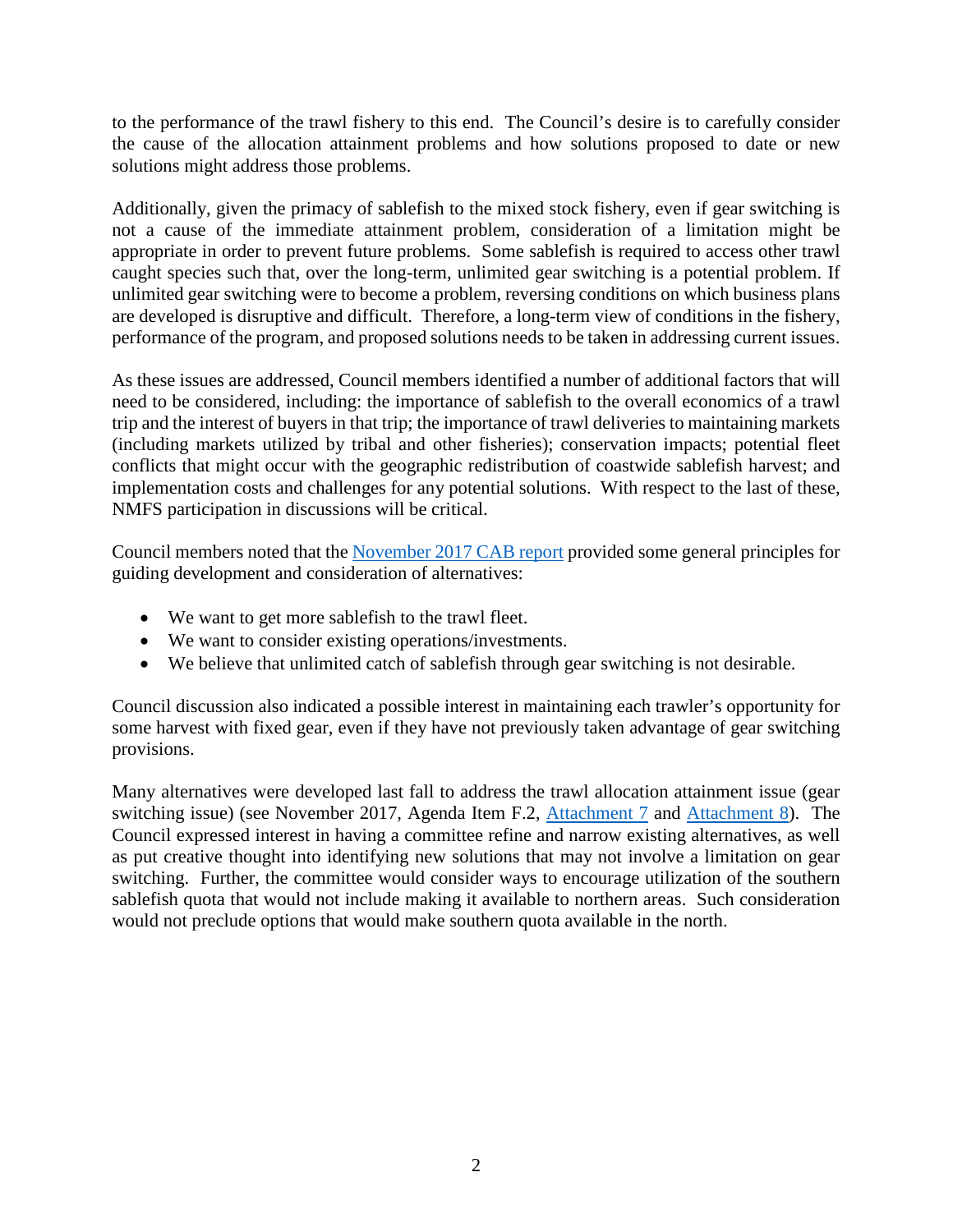to the performance of the trawl fishery to this end. The Council's desire is to carefully consider the cause of the allocation attainment problems and how solutions proposed to date or new solutions might address those problems.

Additionally, given the primacy of sablefish to the mixed stock fishery, even if gear switching is not a cause of the immediate attainment problem, consideration of a limitation might be appropriate in order to prevent future problems. Some sablefish is required to access other trawl caught species such that, over the long-term, unlimited gear switching is a potential problem. If unlimited gear switching were to become a problem, reversing conditions on which business plans are developed is disruptive and difficult. Therefore, a long-term view of conditions in the fishery, performance of the program, and proposed solutions needs to be taken in addressing current issues.

As these issues are addressed, Council members identified a number of additional factors that will need to be considered, including: the importance of sablefish to the overall economics of a trawl trip and the interest of buyers in that trip; the importance of trawl deliveries to maintaining markets (including markets utilized by tribal and other fisheries); conservation impacts; potential fleet conflicts that might occur with the geographic redistribution of coastwide sablefish harvest; and implementation costs and challenges for any potential solutions. With respect to the last of these, NMFS participation in discussions will be critical.

Council members noted that the November 2017 CAB report provided some general principles for guiding development and consideration of alternatives:

- We want to get more sablefish to the trawl fleet.
- We want to consider existing operations/investments.
- We believe that unlimited catch of sablefish through gear switching is not desirable.

Council discussion also indicated a possible interest in maintaining each trawler's opportunity for some harvest with fixed gear, even if they have not previously taken advantage of gear switching provisions.

Many alternatives were developed last fall to address the trawl allocation attainment issue (gear switching issue) (see November 2017, Agenda Item F.2, Attachment 7 and Attachment 8). The Council expressed interest in having a committee refine and narrow existing alternatives, as well as put creative thought into identifying new solutions that may not involve a limitation on gear switching. Further, the committee would consider ways to encourage utilization of the southern sablefish quota that would not include making it available to northern areas. Such consideration would not preclude options that would make southern quota available in the north.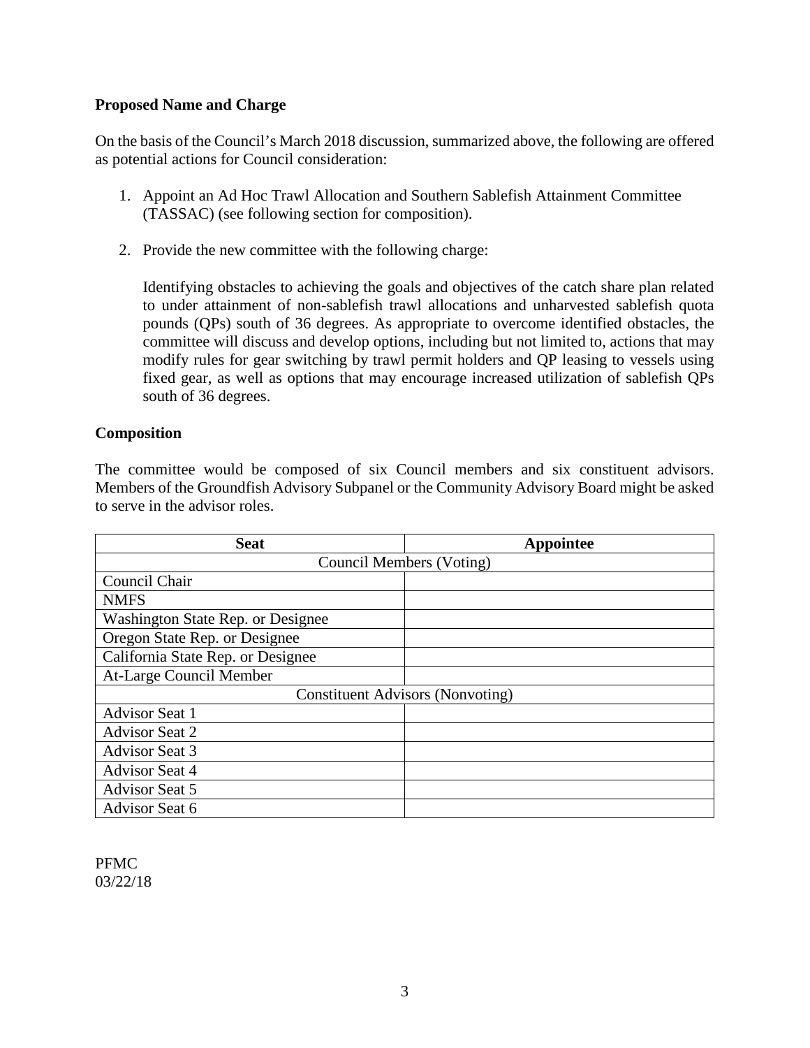**Proposed Name and Charge**

On the basis of the Council's March 2018 discussion, summarized above, the following are offered as potential actions for Council consideration:

1. Appoint an Ad Hoc Trawl Allocation and Southern Sablefish Attainment Committee (TASSAC) (see following section for composition).

2. Provide the new committee with the following charge:

   Identifying obstacles to achieving the goals and objectives of the catch share plan related to under attainment of non-sablefish trawl allocations and unharvested sablefish quota pounds (QPs) south of 36 degrees. As appropriate to overcome identified obstacles, the committee will discuss and develop options, including but not limited to, actions that may modify rules for gear switching by trawl permit holders and QP leasing to vessels using fixed gear, as well as options that may encourage increased utilization of sablefish QPs south of 36 degrees.

**Composition**

The committee would be composed of six Council members and six constituent advisors. Members of the Groundfish Advisory Subpanel or the Community Advisory Board might be asked to serve in the advisor roles.

| Seat | Appointee |
|---|---|
| Council Members (Voting) | |
| Council Chair | |
| NMFS | |
| Washington State Rep. or Designee | |
| Oregon State Rep. or Designee | |
| California State Rep. or Designee | |
| At-Large Council Member | |
| Constituent Advisors (Nonvoting) | |
| Advisor Seat 1 | |
| Advisor Seat 2 | |
| Advisor Seat 3 | |
| Advisor Seat 4 | |
| Advisor Seat 5 | |
| Advisor Seat 6 | |

PFMC
03/22/18